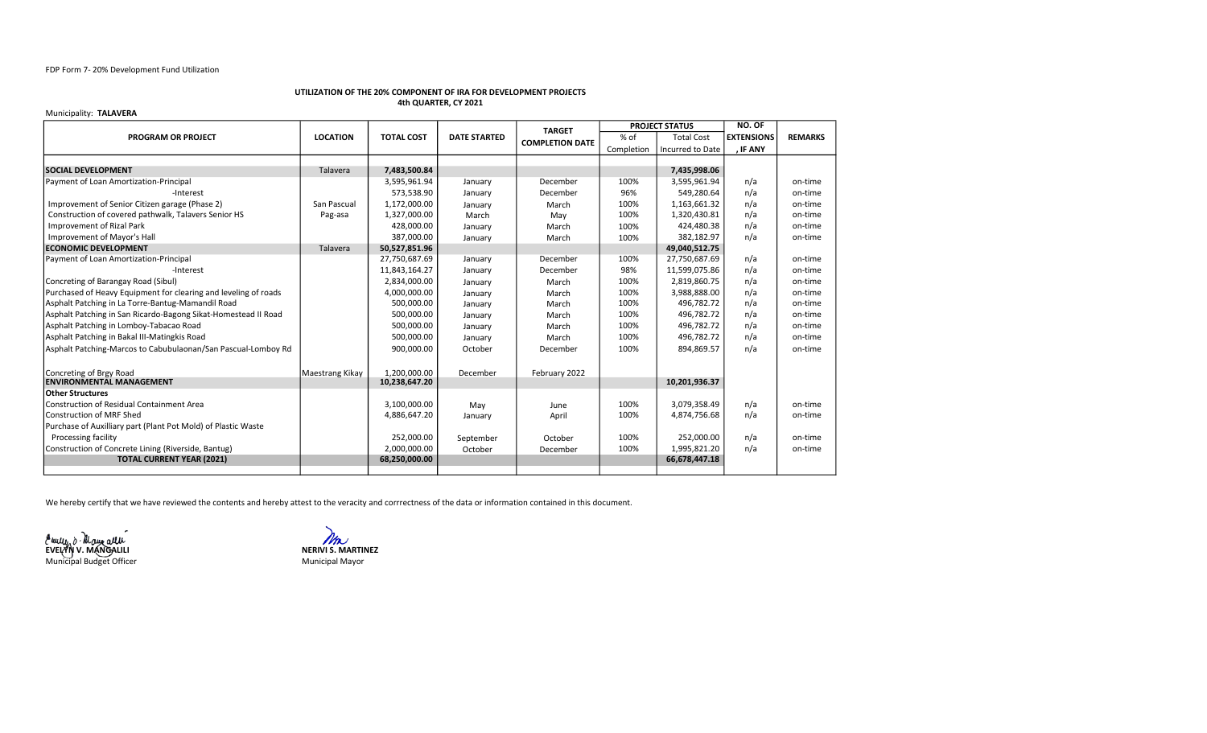FDP Form 7- 20% Development Fund Utilization

### UTILIZATION OF THE 20% COMPONENT OF IRA FOR DEVELOPMENT PROJECTS
### 4th QUARTER, CY 2021

Municipality: **TALAVERA**

| PROGRAM OR PROJECT | LOCATION | TOTAL COST | DATE STARTED | TARGET COMPLETION DATE | PROJECT STATUS | | NO. OF EXTENSIONS, IF ANY | REMARKS |
|---|---|---|---|---|---|---|---|---|
| | | | | | % of Completion | Total Cost Incurred to Date | | |
| **SOCIAL DEVELOPMENT** | Talavera | **7,483,500.84** | | | | **7,435,998.06** | | |
| Payment of Loan Amortization-Principal | | 3,595,961.94 | January | December | 100% | 3,595,961.94 | n/a | on-time |
| -Interest | | 573,538.90 | January | December | 96% | 549,280.64 | n/a | on-time |
| Improvement of Senior Citizen garage (Phase 2) | San Pascual | 1,172,000.00 | January | March | 100% | 1,163,661.32 | n/a | on-time |
| Construction of covered pathwalk, Talavers Senior HS | Pag-asa | 1,327,000.00 | March | May | 100% | 1,320,430.81 | n/a | on-time |
| Improvement of Rizal Park | | 428,000.00 | January | March | 100% | 424,480.38 | n/a | on-time |
| Improvement of Mayor's Hall | | 387,000.00 | January | March | 100% | 382,182.97 | n/a | on-time |
| **ECONOMIC DEVELOPMENT** | Talavera | **50,527,851.96** | | | | **49,040,512.75** | | |
| Payment of Loan Amortization-Principal | | 27,750,687.69 | January | December | 100% | 27,750,687.69 | n/a | on-time |
| -Interest | | 11,843,164.27 | January | December | 98% | 11,599,075.86 | n/a | on-time |
| Concreting of Barangay Road (Sibul) | | 2,834,000.00 | January | March | 100% | 2,819,860.75 | n/a | on-time |
| Purchased of Heavy Equipment for clearing and leveling of roads | | 4,000,000.00 | January | March | 100% | 3,988,888.00 | n/a | on-time |
| Asphalt Patching in La Torre-Bantug-Mamandil Road | | 500,000.00 | January | March | 100% | 496,782.72 | n/a | on-time |
| Asphalt Patching in San Ricardo-Bagong Sikat-Homestead II Road | | 500,000.00 | January | March | 100% | 496,782.72 | n/a | on-time |
| Asphalt Patching in Lomboy-Tabacao Road | | 500,000.00 | January | March | 100% | 496,782.72 | n/a | on-time |
| Asphalt Patching in Bakal III-Matingkis Road | | 500,000.00 | January | March | 100% | 496,782.72 | n/a | on-time |
| Asphalt Patching-Marcos to Cabubulaonan/San Pascual-Lomboy Rd | | 900,000.00 | October | December | 100% | 894,869.57 | n/a | on-time |
| Concreting of Brgy Road | Maestrang Kikay | 1,200,000.00 | December | February 2022 | | | | |
| **ENVIRONMENTAL MANAGEMENT** | | **10,238,647.20** | | | | **10,201,936.37** | | |
| **Other Structures** | | | | | | | | |
| Construction of Residual Containment Area | | 3,100,000.00 | May | June | 100% | 3,079,358.49 | n/a | on-time |
| Construction of MRF Shed | | 4,886,647.20 | January | April | 100% | 4,874,756.68 | n/a | on-time |
| Purchase of Auxilliary part (Plant Pot Mold) of Plastic Waste Processing facility | | 252,000.00 | September | October | 100% | 252,000.00 | n/a | on-time |
| Construction of Concrete Lining (Riverside, Bantug) | | 2,000,000.00 | October | December | 100% | 1,995,821.20 | n/a | on-time |
| **TOTAL CURRENT YEAR (2021)** | | **68,250,000.00** | | | | **66,678,447.18** | | |

We hereby certify that we have reviewed the contents and hereby attest to the veracity and corrrectness of the data or information contained in this document.

**EVELYN V. MANGALILI**
Municipal Budget Officer

**NERIVI S. MARTINEZ**
Municipal Mayor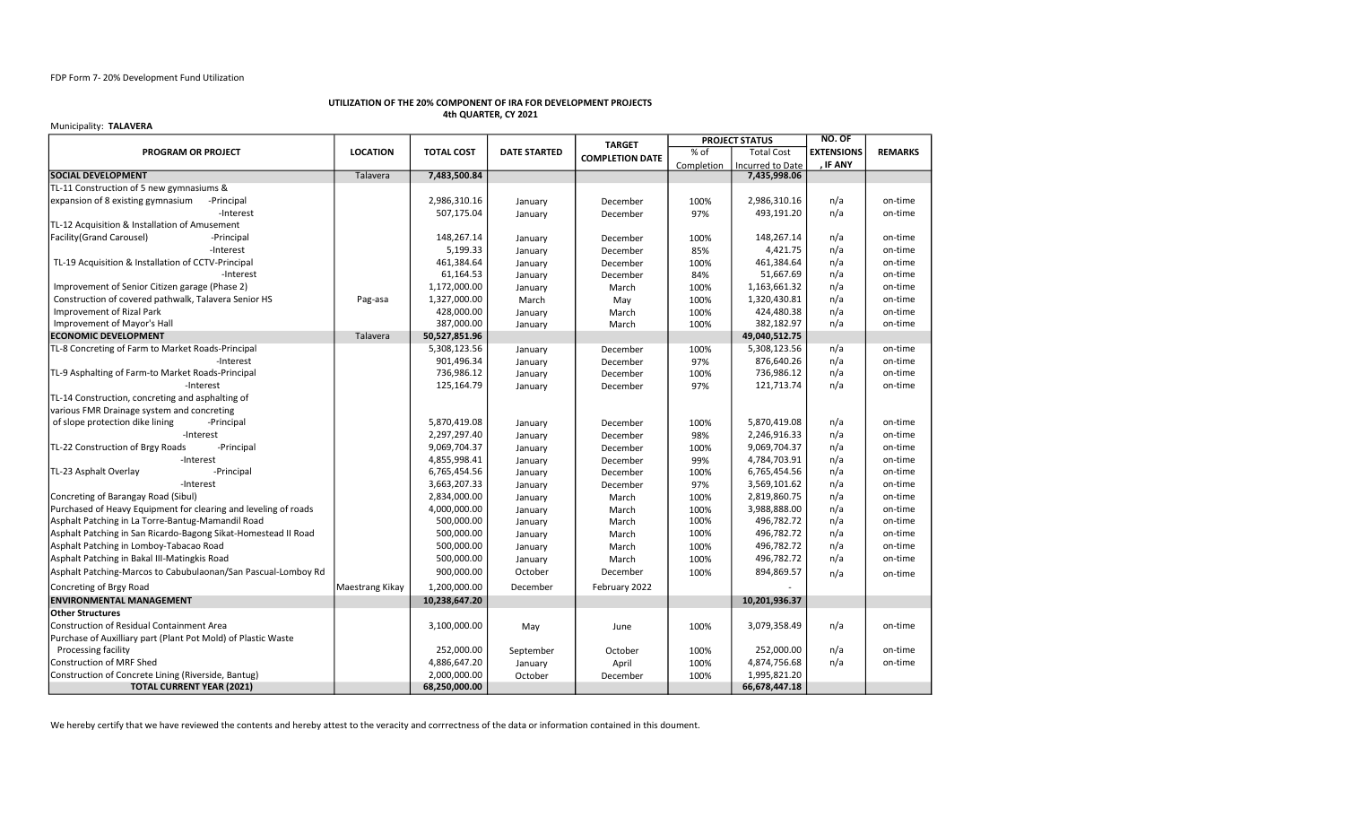FDP Form 7- 20% Development Fund Utilization

**UTILIZATION OF THE 20% COMPONENT OF IRA FOR DEVELOPMENT PROJECTS**
**4th QUARTER, CY 2021**

Municipality: **TALAVERA**

| PROGRAM OR PROJECT | LOCATION | TOTAL COST | DATE STARTED | TARGET COMPLETION DATE | PROJECT STATUS | | NO. OF EXTENSIONS, IF ANY | REMARKS |
|---|---|---|---|---|---|---|---|---|
| | | | | | % of Completion | Total Cost Incurred to Date | | |
| **SOCIAL DEVELOPMENT** | Talavera | 7,483,500.84 | | | | 7,435,998.06 | | |
| TL-11 Construction of 5 new gymnasiums & | | | | | | | | |
| expansion of 8 existing gymnasium -Principal | | 2,986,310.16 | January | December | 100% | 2,986,310.16 | n/a | on-time |
| -Interest | | 507,175.04 | January | December | 97% | 493,191.20 | n/a | on-time |
| TL-12 Acquisition & Installation of Amusement | | | | | | | | |
| Facility(Grand Carousel) -Principal | | 148,267.14 | January | December | 100% | 148,267.14 | n/a | on-time |
| -Interest | | 5,199.33 | January | December | 85% | 4,421.75 | n/a | on-time |
| TL-19 Acquisition & Installation of CCTV-Principal | | 461,384.64 | January | December | 100% | 461,384.64 | n/a | on-time |
| -Interest | | 61,164.53 | January | December | 84% | 51,667.69 | n/a | on-time |
| Improvement of Senior Citizen garage (Phase 2) | | 1,172,000.00 | January | March | 100% | 1,163,661.32 | n/a | on-time |
| Construction of covered pathwalk, Talavera Senior HS | Pag-asa | 1,327,000.00 | March | May | 100% | 1,320,430.81 | n/a | on-time |
| Improvement of Rizal Park | | 428,000.00 | January | March | 100% | 424,480.38 | n/a | on-time |
| Improvement of Mayor's Hall | | 387,000.00 | January | March | 100% | 382,182.97 | n/a | on-time |
| **ECONOMIC DEVELOPMENT** | Talavera | 50,527,851.96 | | | | 49,040,512.75 | | |
| TL-8 Concreting of Farm to Market Roads-Principal | | 5,308,123.56 | January | December | 100% | 5,308,123.56 | n/a | on-time |
| -Interest | | 901,496.34 | January | December | 97% | 876,640.26 | n/a | on-time |
| TL-9 Asphalting of Farm-to Market Roads-Principal | | 736,986.12 | January | December | 100% | 736,986.12 | n/a | on-time |
| -Interest | | 125,164.79 | January | December | 97% | 121,713.74 | n/a | on-time |
| TL-14 Construction, concreting and asphalting of | | | | | | | | |
| various FMR Drainage system and concreting | | | | | | | | |
| of slope protection dike lining -Principal | | 5,870,419.08 | January | December | 100% | 5,870,419.08 | n/a | on-time |
| -Interest | | 2,297,297.40 | January | December | 98% | 2,246,916.33 | n/a | on-time |
| TL-22 Construction of Brgy Roads -Principal | | 9,069,704.37 | January | December | 100% | 9,069,704.37 | n/a | on-time |
| -Interest | | 4,855,998.41 | January | December | 99% | 4,784,703.91 | n/a | on-time |
| TL-23 Asphalt Overlay -Principal | | 6,765,454.56 | January | December | 100% | 6,765,454.56 | n/a | on-time |
| -Interest | | 3,663,207.33 | January | December | 97% | 3,569,101.62 | n/a | on-time |
| Concreting of Barangay Road (Sibul) | | 2,834,000.00 | January | March | 100% | 2,819,860.75 | n/a | on-time |
| Purchased of Heavy Equipment for clearing and leveling of roads | | 4,000,000.00 | January | March | 100% | 3,988,888.00 | n/a | on-time |
| Asphalt Patching in La Torre-Bantug-Mamandil Road | | 500,000.00 | January | March | 100% | 496,782.72 | n/a | on-time |
| Asphalt Patching in San Ricardo-Bagong Sikat-Homestead II Road | | 500,000.00 | January | March | 100% | 496,782.72 | n/a | on-time |
| Asphalt Patching in Lomboy-Tabacao Road | | 500,000.00 | January | March | 100% | 496,782.72 | n/a | on-time |
| Asphalt Patching in Bakal III-Matingkis Road | | 500,000.00 | January | March | 100% | 496,782.72 | n/a | on-time |
| Asphalt Patching-Marcos to Cabubulaonan/San Pascual-Lomboy Rd | | 900,000.00 | October | December | 100% | 894,869.57 | n/a | on-time |
| Concreting of Brgy Road | Maestrang Kikay | 1,200,000.00 | December | February 2022 | | - | | |
| **ENVIRONMENTAL MANAGEMENT** | | 10,238,647.20 | | | | 10,201,936.37 | | |
| **Other Structures** | | | | | | | | |
| Construction of Residual Containment Area | | 3,100,000.00 | May | June | 100% | 3,079,358.49 | n/a | on-time |
| Purchase of Auxilliary part (Plant Pot Mold) of Plastic Waste | | | | | | | | |
| Processing facility | | 252,000.00 | September | October | 100% | 252,000.00 | n/a | on-time |
| Construction of MRF Shed | | 4,886,647.20 | January | April | 100% | 4,874,756.68 | n/a | on-time |
| Construction of Concrete Lining (Riverside, Bantug) | | 2,000,000.00 | October | December | 100% | 1,995,821.20 | | |
| **TOTAL CURRENT YEAR (2021)** | | 68,250,000.00 | | | | 66,678,447.18 | | |

We hereby certify that we have reviewed the contents and hereby attest to the veracity and corrrectness of the data or information contained in this doument.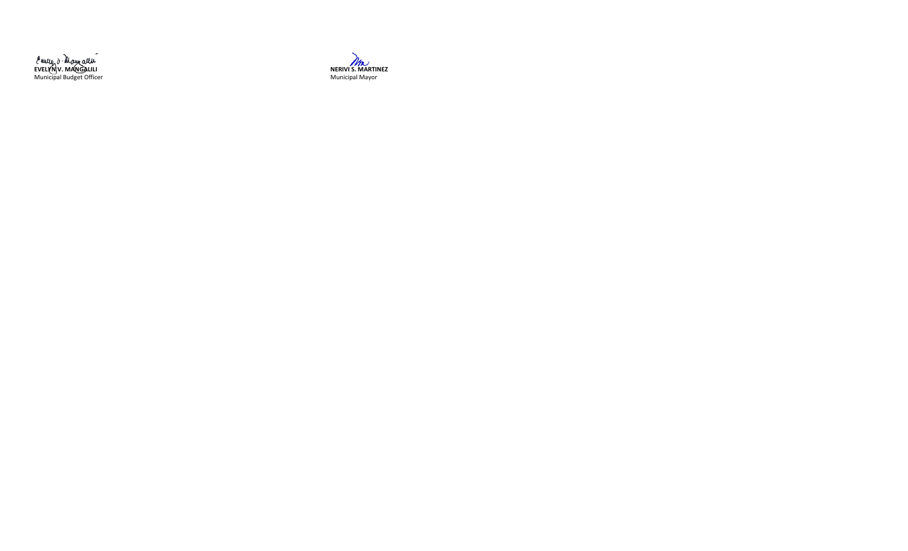**EVELYN V. MANGALILI**
Municipal Budget Officer

**NERIVI S. MARTINEZ**
Municipal Mayor